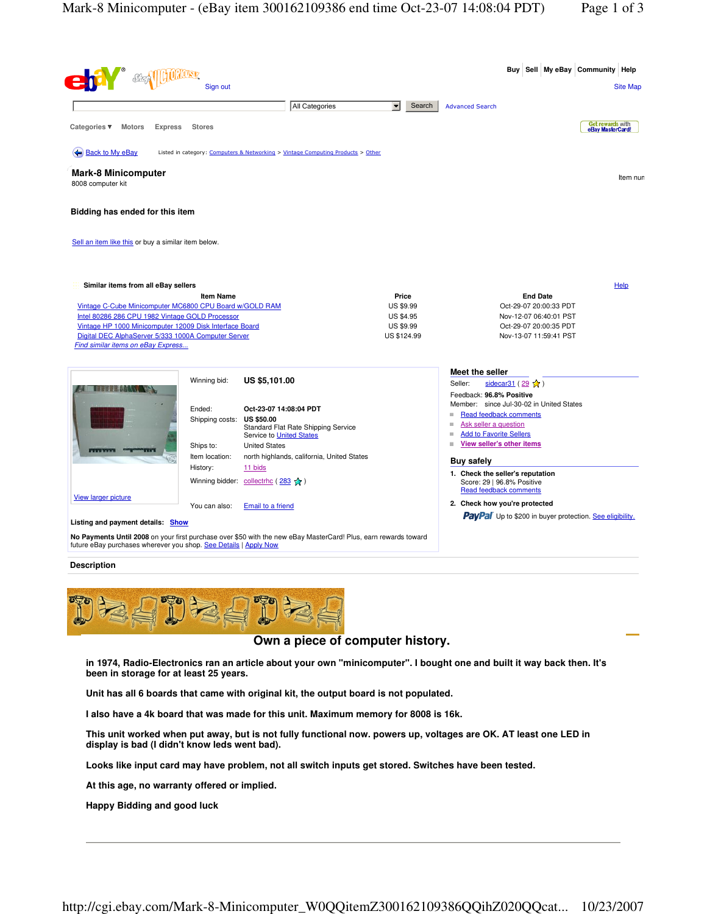Buy | Sell | My eBay | Community | Help

Sign out

Site Map

All Categories | Search | Advanced Search

Categories ▾ Motors Express Stores

Get rewards with eBay MasterCard!

Back to My eBay   Listed in category: Computers & Networking > Vintage Computing Products > Other

## Mark-8 Minicomputer

8008 computer kit

Item nun

**Bidding has ended for this item**

Sell an item like this or buy a similar item below.

**Similar items from all eBay sellers**

Help

| Item Name | Price | End Date |
|---|---|---|
| Vintage C-Cube Minicomputer MC6800 CPU Board w/GOLD RAM | US $9.99 | Oct-29-07 20:00:33 PDT |
| Intel 80286 286 CPU 1982 Vintage GOLD Processor | US $4.95 | Nov-12-07 06:40:01 PST |
| Vintage HP 1000 Minicomputer 12009 Disk Interface Board | US $9.99 | Oct-29-07 20:00:35 PDT |
| Digital DEC AlphaServer 5/333 1000A Computer Server | US $124.99 | Nov-13-07 11:59:41 PST |

*Find similar items on eBay Express...*

View larger picture

| | |
|---|---|
| Winning bid: | **US $5,101.00** |
| Ended: | **Oct-23-07 14:08:04 PDT** |
| Shipping costs: | **US $50.00** Standard Flat Rate Shipping Service Service to United States |
| Ships to: | United States |
| Item location: | north highlands, california, United States |
| History: | 11 bids |
| Winning bidder: | collectrhc ( 283 ) |
| You can also: | Email to a friend |

**Listing and payment details:** Show

**No Payments Until 2008** on your first purchase over $50 with the new eBay MasterCard! Plus, earn rewards toward future eBay purchases wherever you shop. See Details | Apply Now

### Meet the seller

Seller: sidecar31 ( 29 )
Feedback: **96.8% Positive**
Member: since Jul-30-02 in United States

- Read feedback comments
- Ask seller a question
- Add to Favorite Sellers
- View seller's other items

### Buy safely

1. **Check the seller's reputation**
   Score: 29 | 96.8% Positive
   Read feedback comments
2. **Check how you're protected**
   PayPal Up to $200 in buyer protection. See eligibility.

### Description

## Own a piece of computer history.

**in 1974, Radio-Electronics ran an article about your own "minicomputer". I bought one and built it way back then. It's been in storage for at least 25 years.**

**Unit has all 6 boards that came with original kit, the output board is not populated.**

**I also have a 4k board that was made for this unit. Maximum memory for 8008 is 16k.**

**This unit worked when put away, but is not fully functional now. powers up, voltages are OK. AT least one LED in display is bad (I didn't know leds went bad).**

**Looks like input card may have problem, not all switch inputs get stored. Switches have been tested.**

**At this age, no warranty offered or implied.**

**Happy Bidding and good luck**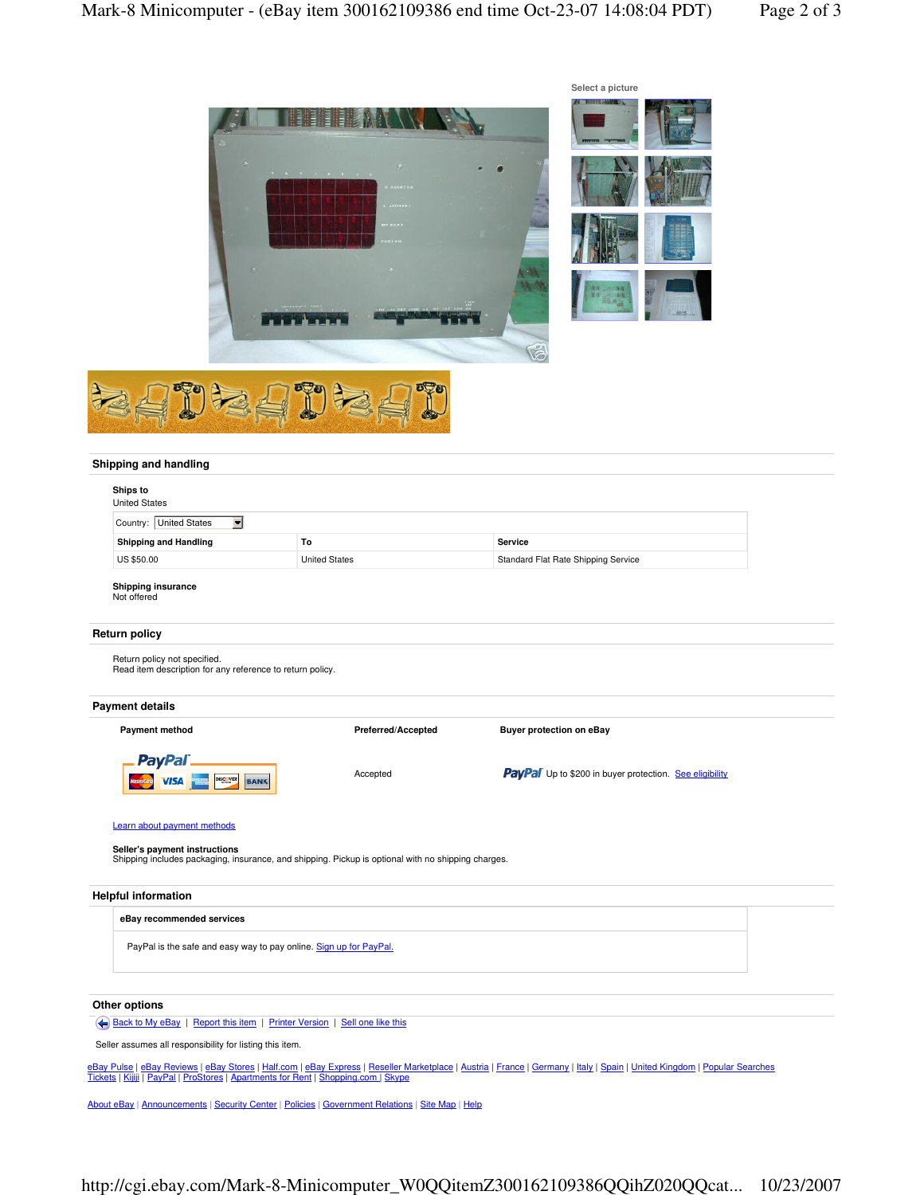Select a picture

## Shipping and handling

**Ships to**
United States

Country: United States

| Shipping and Handling | To | Service |
|---|---|---|
| US $50.00 | United States | Standard Flat Rate Shipping Service |

**Shipping insurance**
Not offered

## Return policy

Return policy not specified.
Read item description for any reference to return policy.

## Payment details

| Payment method | Preferred/Accepted | Buyer protection on eBay |
|---|---|---|
| PayPal | Accepted | PayPal Up to $200 in buyer protection. See eligibility |

Learn about payment methods

**Seller's payment instructions**
Shipping includes packaging, insurance, and shipping. Pickup is optional with no shipping charges.

## Helpful information

**eBay recommended services**

PayPal is the safe and easy way to pay online. Sign up for PayPal.

## Other options

Back to My eBay | Report this item | Printer Version | Sell one like this

Seller assumes all responsibility for listing this item.

eBay Pulse | eBay Reviews | eBay Stores | Half.com | eBay Express | Reseller Marketplace | Austria | France | Germany | Italy | Spain | United Kingdom | Popular Searches
Tickets | Kijiji | PayPal | ProStores | Apartments for Rent | Shopping.com | Skype

About eBay | Announcements | Security Center | Policies | Government Relations | Site Map | Help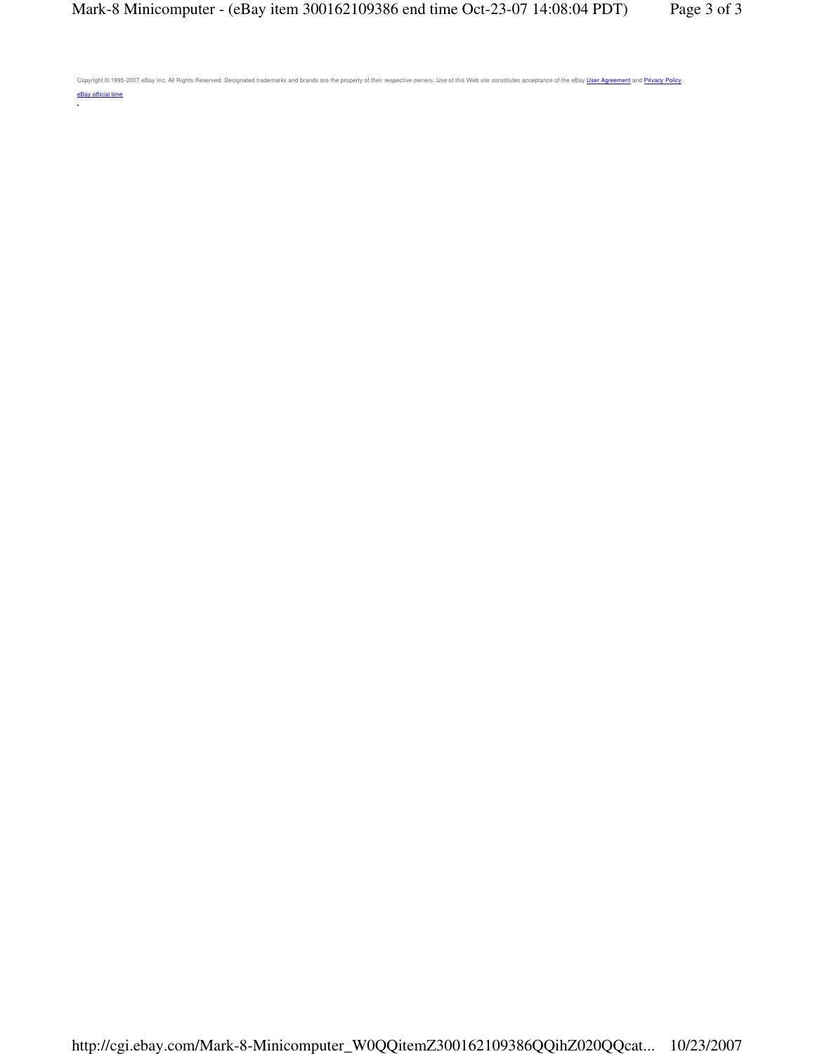Copyright © 1995-2007 eBay Inc. All Rights Reserved. Designated trademarks and brands are the property of their respective owners. Use of this Web site constitutes acceptance of the eBay User Agreement and Privacy Policy.

eBay official time